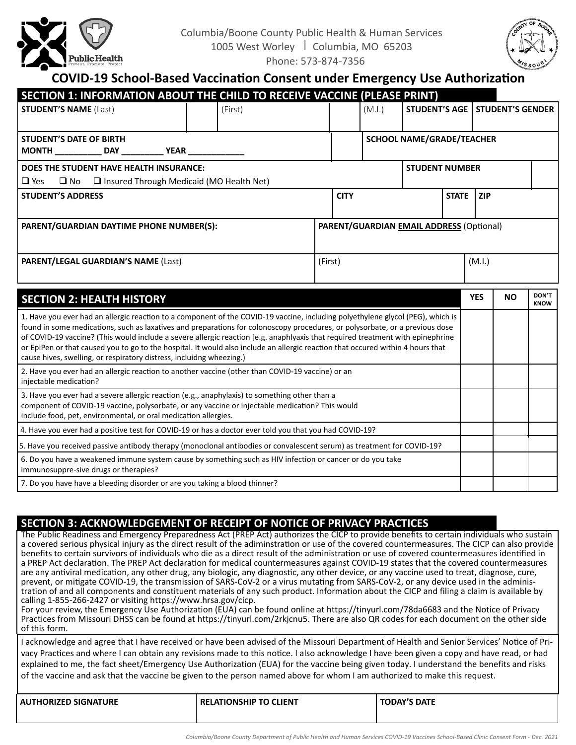Columbia/Boone County Public Health & Human Services
1005 West Worley | Columbia, MO 65203
Phone: 573-874-7356

# COVID-19 School-Based Vaccination Consent under Emergency Use Authorization

## SECTION 1: INFORMATION ABOUT THE CHILD TO RECEIVE VACCINE (PLEASE PRINT)

| STUDENT'S NAME (Last) | (First) | (M.I.) | STUDENT'S AGE | STUDENT'S GENDER |
|---|---|---|---|---|
| | | | | |

| STUDENT'S DATE OF BIRTH MONTH __________ DAY _________ YEAR ____________ | SCHOOL NAME/GRADE/TEACHER |
|---|---|
| | |

| DOES THE STUDENT HAVE HEALTH INSURANCE: ☐ Yes ☐ No ☐ Insured Through Medicaid (MO Health Net) | STUDENT NUMBER |
|---|---|
| | |

| STUDENT'S ADDRESS | CITY | STATE | ZIP |
|---|---|---|---|
| | | | |

| PARENT/GUARDIAN DAYTIME PHONE NUMBER(S): | PARENT/GUARDIAN **EMAIL ADDRESS** (Optional) |
|---|---|
| | |

| PARENT/LEGAL GUARDIAN'S NAME (Last) | (First) | (M.I.) |
|---|---|---|
| | | |

## SECTION 2: HEALTH HISTORY

| SECTION 2: HEALTH HISTORY | YES | NO | DON'T KNOW |
|---|---|---|---|
| 1. Have you ever had an allergic reaction to a component of the COVID-19 vaccine, including polyethylene glycol (PEG), which is found in some medications, such as laxatives and preparations for colonoscopy procedures, or polysorbate, or a previous dose of COVID-19 vaccine? (This would include a severe allergic reaction [e.g. anaphlyaxis that required treatment with epinephrine or EpiPen or that caused you to go to the hospital. It would also include an allergic reaction that occured within 4 hours that cause hives, swelling, or respiratory distress, incluidng wheezing.) | | | |
| 2. Have you ever had an allergic reaction to another vaccine (other than COVID-19 vaccine) or an injectable medication? | | | |
| 3. Have you ever had a severe allergic reaction (e.g., anaphylaxis) to something other than a component of COVID-19 vaccine, polysorbate, or any vaccine or injectable medication? This would include food, pet, environmental, or oral medication allergies. | | | |
| 4. Have you ever had a positive test for COVID-19 or has a doctor ever told you that you had COVID-19? | | | |
| 5. Have you received passive antibody therapy (monoclonal antibodies or convalescent serum) as treatment for COVID-19? | | | |
| 6. Do you have a weakened immune system cause by something such as HIV infection or cancer or do you take immunosuppre-sive drugs or therapies? | | | |
| 7. Do you have have a bleeding disorder or are you taking a blood thinner? | | | |

## SECTION 3: ACKNOWLEDGEMENT OF RECEIPT OF NOTICE OF PRIVACY PRACTICES

The Public Readiness and Emergency Preparedness Act (PREP Act) authorizes the CICP to provide benefits to certain individuals who sustain a covered serious physical injury as the direct result of the adiminstration or use of the covered countermeasures. The CICP can also provide benefits to certain survivors of individuals who die as a direct result of the administration or use of covered countermeasures identified in a PREP Act declaration. The PREP Act declaration for medical countermeasures against COVID-19 states that the covered countermeasures are any antiviral medication, any other drug, any biologic, any diagnostic, any other device, or any vaccine used to treat, diagnose, cure, prevent, or mitigate COVID-19, the transmission of SARS-CoV-2 or a virus mutating from SARS-CoV-2, or any device used in the administration of and all components and constituent materials of any such product. Information about the CICP and filing a claim is available by calling 1-855-266-2427 or visiting https://www.hrsa.gov/cicp.
For your review, the Emergency Use Authorization (EUA) can be found online at https://tinyurl.com/78da6683 and the Notice of Privacy Practices from Missouri DHSS can be found at https://tinyurl.com/2rkjcnu5. There are also QR codes for each document on the other side of this form.

I acknowledge and agree that I have received or have been advised of the Missouri Department of Health and Senior Services' Notice of Privacy Practices and where I can obtain any revisions made to this notice. I also acknowledge I have been given a copy and have read, or had explained to me, the fact sheet/Emergency Use Authorization (EUA) for the vaccine being given today. I understand the benefits and risks of the vaccine and ask that the vaccine be given to the person named above for whom I am authorized to make this request.

| AUTHORIZED SIGNATURE | RELATIONSHIP TO CLIENT | TODAY'S DATE |
|---|---|---|
| | | |

*Columbia/Boone County Department of Public Health and Human Services COVID-19 Vaccines School-Based Clinic Consent Form - Dec. 2021*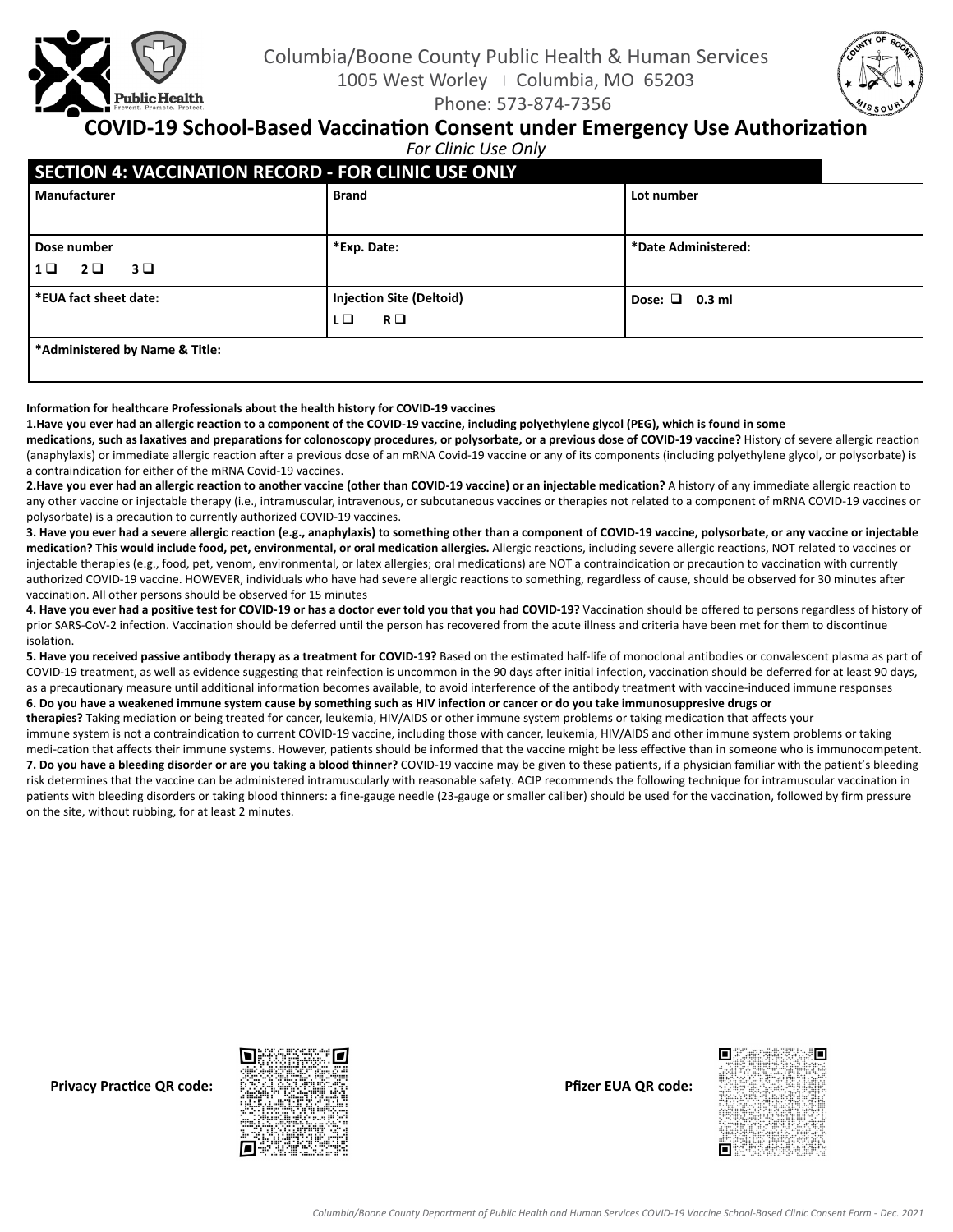Columbia/Boone County Public Health & Human Services
1005 West Worley | Columbia, MO 65203
Phone: 573-874-7356

# COVID-19 School-Based Vaccination Consent under Emergency Use Authorization

*For Clinic Use Only*

## SECTION 4: VACCINATION RECORD - FOR CLINIC USE ONLY

| | | |
|---|---|---|
| **Manufacturer** | **Brand** | **Lot number** |
| **Dose number**<br>1 ❑ 2 ❑ 3 ❑ | ***Exp. Date:** | ***Date Administered:** |
| ***EUA fact sheet date:** | **Injection Site (Deltoid)**<br>L ❑ R ❑ | **Dose:** ❑ **0.3 ml** |
| ***Administered by Name & Title:** | | |

**Information for healthcare Professionals about the health history for COVID-19 vaccines**

**1.Have you ever had an allergic reaction to a component of the COVID-19 vaccine, including polyethylene glycol (PEG), which is found in some medications, such as laxatives and preparations for colonoscopy procedures, or polysorbate, or a previous dose of COVID-19 vaccine?** History of severe allergic reaction (anaphylaxis) or immediate allergic reaction after a previous dose of an mRNA Covid-19 vaccine or any of its components (including polyethylene glycol, or polysorbate) is a contraindication for either of the mRNA Covid-19 vaccines.

**2.Have you ever had an allergic reaction to another vaccine (other than COVID-19 vaccine) or an injectable medication?** A history of any immediate allergic reaction to any other vaccine or injectable therapy (i.e., intramuscular, intravenous, or subcutaneous vaccines or therapies not related to a component of mRNA COVID-19 vaccines or polysorbate) is a precaution to currently authorized COVID-19 vaccines.

**3. Have you ever had a severe allergic reaction (e.g., anaphylaxis) to something other than a component of COVID-19 vaccine, polysorbate, or any vaccine or injectable medication? This would include food, pet, environmental, or oral medication allergies.** Allergic reactions, including severe allergic reactions, NOT related to vaccines or injectable therapies (e.g., food, pet, venom, environmental, or latex allergies; oral medications) are NOT a contraindication or precaution to vaccination with currently authorized COVID-19 vaccine. HOWEVER, individuals who have had severe allergic reactions to something, regardless of cause, should be observed for 30 minutes after vaccination. All other persons should be observed for 15 minutes

**4. Have you ever had a positive test for COVID-19 or has a doctor ever told you that you had COVID-19?** Vaccination should be offered to persons regardless of history of prior SARS-CoV-2 infection. Vaccination should be deferred until the person has recovered from the acute illness and criteria have been met for them to discontinue isolation.

**5. Have you received passive antibody therapy as a treatment for COVID-19?** Based on the estimated half-life of monoclonal antibodies or convalescent plasma as part of COVID-19 treatment, as well as evidence suggesting that reinfection is uncommon in the 90 days after initial infection, vaccination should be deferred for at least 90 days, as a precautionary measure until additional information becomes available, to avoid interference of the antibody treatment with vaccine-induced immune responses

**6. Do you have a weakened immune system cause by something such as HIV infection or cancer or do you take immunosuppresive drugs or therapies?** Taking mediation or being treated for cancer, leukemia, HIV/AIDS or other immune system problems or taking medication that affects your immune system is not a contraindication to current COVID-19 vaccine, including those with cancer, leukemia, HIV/AIDS and other immune system problems or taking medi-cation that affects their immune systems. However, patients should be informed that the vaccine might be less effective than in someone who is immunocompetent.

**7. Do you have a bleeding disorder or are you taking a blood thinner?** COVID-19 vaccine may be given to these patients, if a physician familiar with the patient's bleeding risk determines that the vaccine can be administered intramuscularly with reasonable safety. ACIP recommends the following technique for intramuscular vaccination in patients with bleeding disorders or taking blood thinners: a fine-gauge needle (23-gauge or smaller caliber) should be used for the vaccination, followed by firm pressure on the site, without rubbing, for at least 2 minutes.

**Privacy Practice QR code:**

**Pfizer EUA QR code:**

*Columbia/Boone County Department of Public Health and Human Services COVID-19 Vaccine School-Based Clinic Consent Form - Dec. 2021*